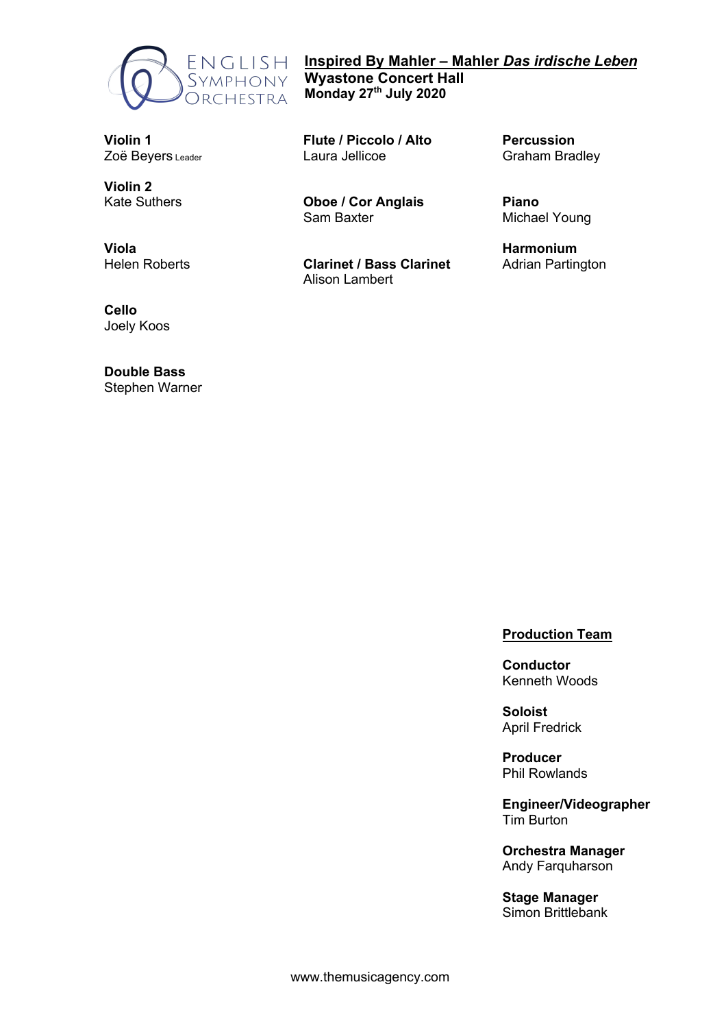ENGLISH SYMPHONY ORCHESTRA

# Inspired By Mahler – Mahler *Das irdische Leben*

**Wyastone Concert Hall**
**Monday 27th July 2020**

**Violin 1**
Zoë Beyers Leader

**Violin 2**
Kate Suthers

**Viola**
Helen Roberts

**Cello**
Joely Koos

**Double Bass**
Stephen Warner

**Flute / Piccolo / Alto**
Laura Jellicoe

**Oboe / Cor Anglais**
Sam Baxter

**Clarinet / Bass Clarinet**
Alison Lambert

**Percussion**
Graham Bradley

**Piano**
Michael Young

**Harmonium**
Adrian Partington

## Production Team

**Conductor**
Kenneth Woods

**Soloist**
April Fredrick

**Producer**
Phil Rowlands

**Engineer/Videographer**
Tim Burton

**Orchestra Manager**
Andy Farquharson

**Stage Manager**
Simon Brittlebank

www.themusicagency.com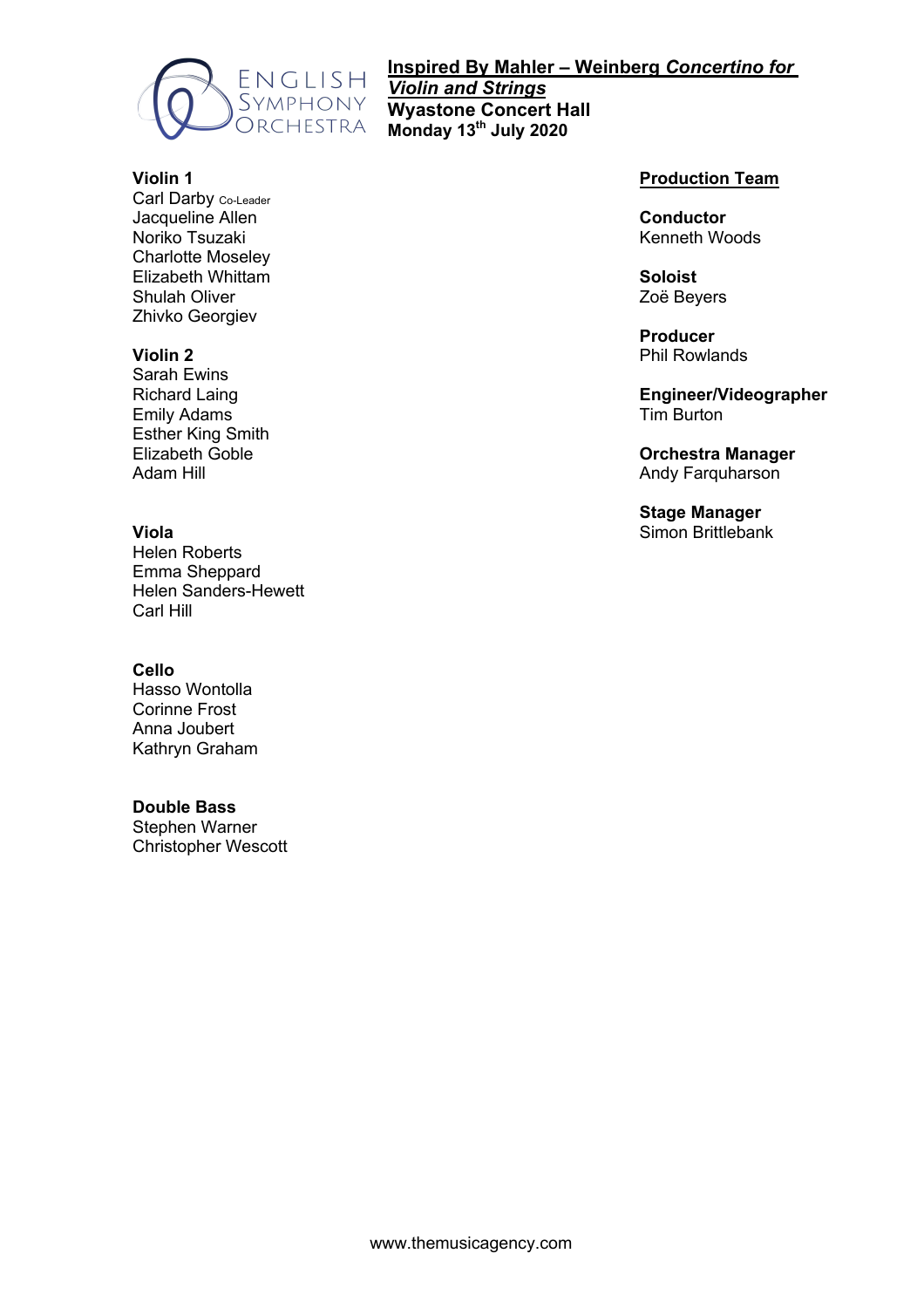ENGLISH SYMPHONY ORCHESTRA

# Inspired By Mahler – Weinberg *Concertino for Violin and Strings*

**Wyastone Concert Hall**
**Monday 13th July 2020**

**Violin 1**
Carl Darby Co-Leader
Jacqueline Allen
Noriko Tsuzaki
Charlotte Moseley
Elizabeth Whittam
Shulah Oliver
Zhivko Georgiev

**Violin 2**
Sarah Ewins
Richard Laing
Emily Adams
Esther King Smith
Elizabeth Goble
Adam Hill

**Viola**
Helen Roberts
Emma Sheppard
Helen Sanders-Hewett
Carl Hill

**Cello**
Hasso Wontolla
Corinne Frost
Anna Joubert
Kathryn Graham

**Double Bass**
Stephen Warner
Christopher Wescott

## Production Team

**Conductor**
Kenneth Woods

**Soloist**
Zoë Beyers

**Producer**
Phil Rowlands

**Engineer/Videographer**
Tim Burton

**Orchestra Manager**
Andy Farquharson

**Stage Manager**
Simon Brittlebank

www.themusicagency.com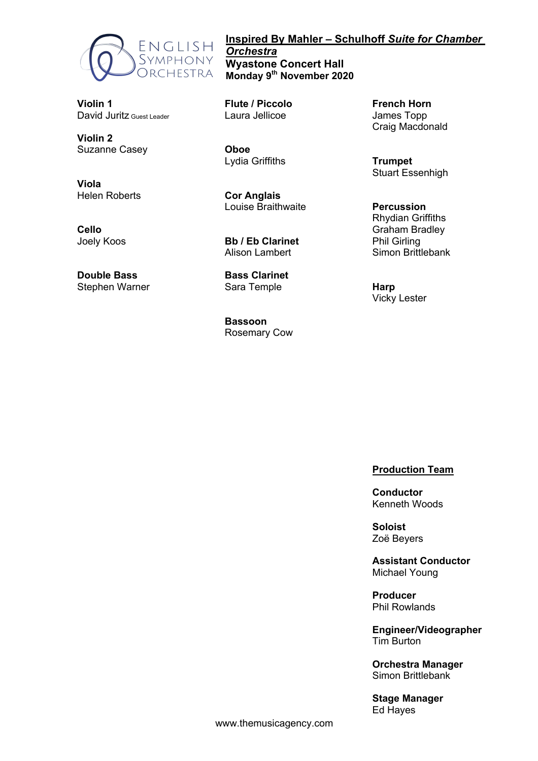ENGLISH SYMPHONY ORCHESTRA

## Inspired By Mahler – Schulhoff *Suite for Chamber Orchestra*

**Wyastone Concert Hall**
**Monday 9th November 2020**

**Violin 1**
David Juritz Guest Leader

**Violin 2**
Suzanne Casey

**Viola**
Helen Roberts

**Cello**
Joely Koos

**Double Bass**
Stephen Warner

**Flute / Piccolo**
Laura Jellicoe

**Oboe**
Lydia Griffiths

**Cor Anglais**
Louise Braithwaite

**Bb / Eb Clarinet**
Alison Lambert

**Bass Clarinet**
Sara Temple

**Bassoon**
Rosemary Cow

**French Horn**
James Topp
Craig Macdonald

**Trumpet**
Stuart Essenhigh

**Percussion**
Rhydian Griffiths
Graham Bradley
Phil Girling
Simon Brittlebank

**Harp**
Vicky Lester

### Production Team

**Conductor**
Kenneth Woods

**Soloist**
Zoë Beyers

**Assistant Conductor**
Michael Young

**Producer**
Phil Rowlands

**Engineer/Videographer**
Tim Burton

**Orchestra Manager**
Simon Brittlebank

**Stage Manager**
Ed Hayes

www.themusicagency.com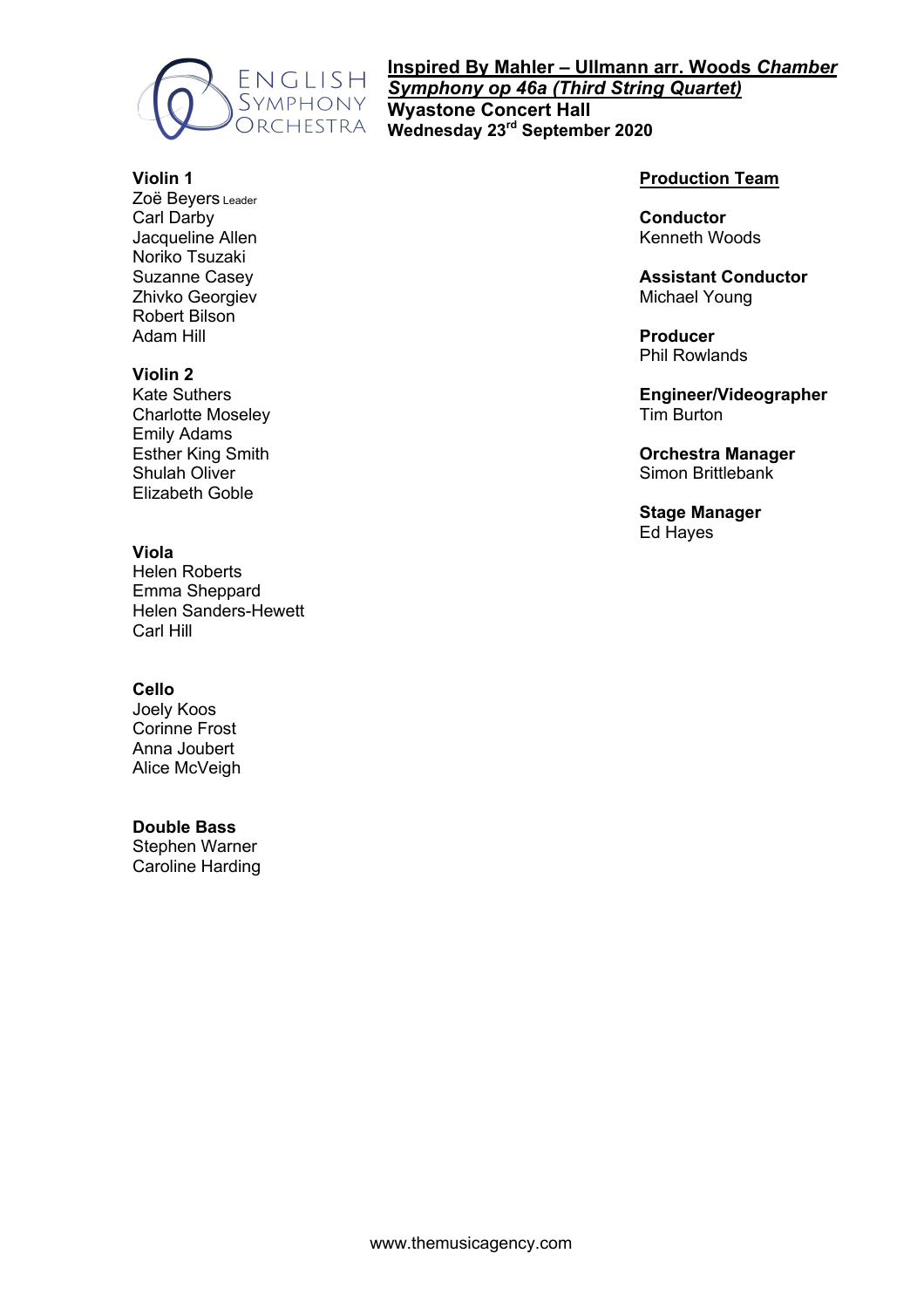ENGLISH SYMPHONY ORCHESTRA

**Inspired By Mahler – Ullmann arr. Woods *Chamber Symphony op 46a (Third String Quartet)***
**Wyastone Concert Hall**
**Wednesday 23rd September 2020**

**Violin 1**
Zoë Beyers Leader
Carl Darby
Jacqueline Allen
Noriko Tsuzaki
Suzanne Casey
Zhivko Georgiev
Robert Bilson
Adam Hill

**Violin 2**
Kate Suthers
Charlotte Moseley
Emily Adams
Esther King Smith
Shulah Oliver
Elizabeth Goble

**Viola**
Helen Roberts
Emma Sheppard
Helen Sanders-Hewett
Carl Hill

**Cello**
Joely Koos
Corinne Frost
Anna Joubert
Alice McVeigh

**Double Bass**
Stephen Warner
Caroline Harding

**Production Team**

**Conductor**
Kenneth Woods

**Assistant Conductor**
Michael Young

**Producer**
Phil Rowlands

**Engineer/Videographer**
Tim Burton

**Orchestra Manager**
Simon Brittlebank

**Stage Manager**
Ed Hayes

www.themusicagency.com